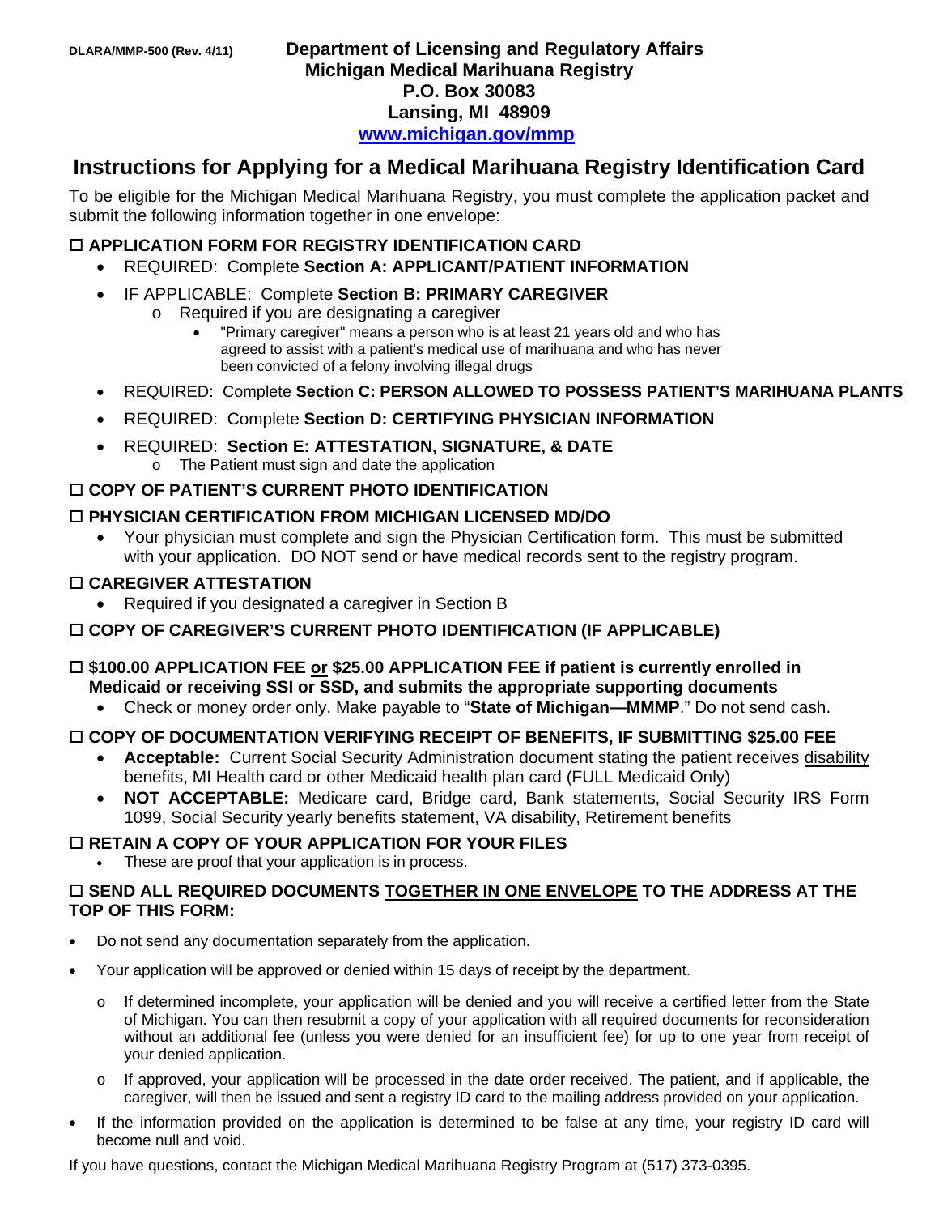DLARA/MMP-500 (Rev. 4/11)

**Department of Licensing and Regulatory Affairs**
**Michigan Medical Marihuana Registry**
**P.O. Box 30083**
**Lansing, MI 48909**
**www.michigan.gov/mmp**

# Instructions for Applying for a Medical Marihuana Registry Identification Card

To be eligible for the Michigan Medical Marihuana Registry, you must complete the application packet and submit the following information together in one envelope:

☐ **APPLICATION FORM FOR REGISTRY IDENTIFICATION CARD**

- REQUIRED: Complete **Section A: APPLICANT/PATIENT INFORMATION**
- IF APPLICABLE: Complete **Section B: PRIMARY CAREGIVER**
  - Required if you are designating a caregiver
    - "Primary caregiver" means a person who is at least 21 years old and who has agreed to assist with a patient's medical use of marihuana and who has never been convicted of a felony involving illegal drugs
- REQUIRED: Complete **Section C: PERSON ALLOWED TO POSSESS PATIENT'S MARIHUANA PLANTS**
- REQUIRED: Complete **Section D: CERTIFYING PHYSICIAN INFORMATION**
- REQUIRED: **Section E: ATTESTATION, SIGNATURE, & DATE**
  - The Patient must sign and date the application

☐ **COPY OF PATIENT'S CURRENT PHOTO IDENTIFICATION**

☐ **PHYSICIAN CERTIFICATION FROM MICHIGAN LICENSED MD/DO**

- Your physician must complete and sign the Physician Certification form. This must be submitted with your application. DO NOT send or have medical records sent to the registry program.

☐ **CAREGIVER ATTESTATION**

- Required if you designated a caregiver in Section B

☐ **COPY OF CAREGIVER'S CURRENT PHOTO IDENTIFICATION (IF APPLICABLE)**

☐ **$100.00 APPLICATION FEE or $25.00 APPLICATION FEE if patient is currently enrolled in Medicaid or receiving SSI or SSD, and submits the appropriate supporting documents**

- Check or money order only. Make payable to "**State of Michigan—MMMP**." Do not send cash.

☐ **COPY OF DOCUMENTATION VERIFYING RECEIPT OF BENEFITS, IF SUBMITTING $25.00 FEE**

- **Acceptable:** Current Social Security Administration document stating the patient receives disability benefits, MI Health card or other Medicaid health plan card (FULL Medicaid Only)
- **NOT ACCEPTABLE:** Medicare card, Bridge card, Bank statements, Social Security IRS Form 1099, Social Security yearly benefits statement, VA disability, Retirement benefits

☐ **RETAIN A COPY OF YOUR APPLICATION FOR YOUR FILES**

- These are proof that your application is in process.

☐ **SEND ALL REQUIRED DOCUMENTS TOGETHER IN ONE ENVELOPE TO THE ADDRESS AT THE TOP OF THIS FORM:**

- Do not send any documentation separately from the application.
- Your application will be approved or denied within 15 days of receipt by the department.
  - If determined incomplete, your application will be denied and you will receive a certified letter from the State of Michigan. You can then resubmit a copy of your application with all required documents for reconsideration without an additional fee (unless you were denied for an insufficient fee) for up to one year from receipt of your denied application.
  - If approved, your application will be processed in the date order received. The patient, and if applicable, the caregiver, will then be issued and sent a registry ID card to the mailing address provided on your application.
- If the information provided on the application is determined to be false at any time, your registry ID card will become null and void.

If you have questions, contact the Michigan Medical Marihuana Registry Program at (517) 373-0395.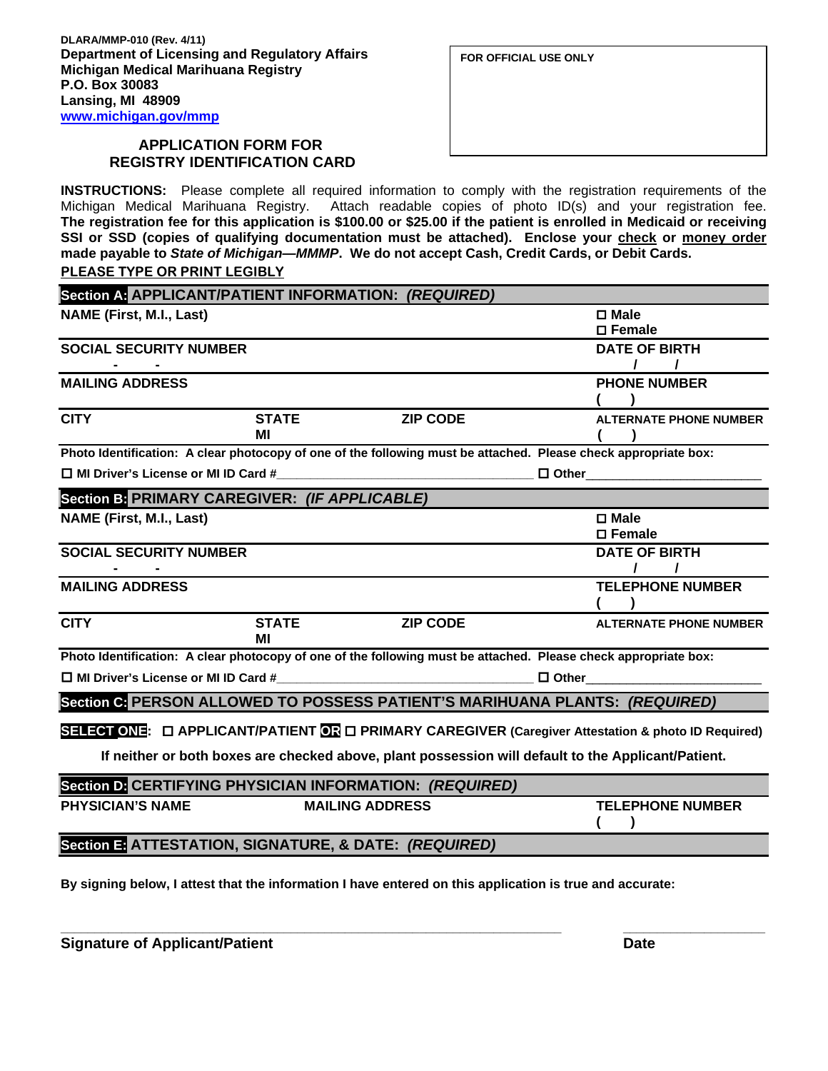DLARA/MMP-010 (Rev. 4/11)
**Department of Licensing and Regulatory Affairs**
**Michigan Medical Marihuana Registry**
**P.O. Box 30083**
**Lansing, MI 48909**
**www.michigan.gov/mmp**

FOR OFFICIAL USE ONLY

## APPLICATION FORM FOR REGISTRY IDENTIFICATION CARD

**INSTRUCTIONS:** Please complete all required information to comply with the registration requirements of the Michigan Medical Marihuana Registry. Attach readable copies of photo ID(s) and your registration fee. **The registration fee for this application is $100.00 or $25.00 if the patient is enrolled in Medicaid or receiving SSI or SSD (copies of qualifying documentation must be attached). Enclose your check or money order made payable to *State of Michigan—MMMP*. We do not accept Cash, Credit Cards, or Debit Cards.**

**PLEASE TYPE OR PRINT LEGIBLY**

### Section A: APPLICANT/PATIENT INFORMATION: *(REQUIRED)*

| NAME (First, M.I., Last) | | | ☐ Male ☐ Female |
|---|---|---|---|
| SOCIAL SECURITY NUMBER - - | | | DATE OF BIRTH / / |
| MAILING ADDRESS | | | PHONE NUMBER ( ) |
| CITY | STATE MI | ZIP CODE | ALTERNATE PHONE NUMBER ( ) |

**Photo Identification: A clear photocopy of one of the following must be attached. Please check appropriate box:**

☐ MI Driver's License or MI ID Card #____________________ ☐ Other____________________

### Section B: PRIMARY CAREGIVER: *(IF APPLICABLE)*

| NAME (First, M.I., Last) | | | ☐ Male ☐ Female |
|---|---|---|---|
| SOCIAL SECURITY NUMBER - - | | | DATE OF BIRTH / / |
| MAILING ADDRESS | | | TELEPHONE NUMBER ( ) |
| CITY | STATE MI | ZIP CODE | ALTERNATE PHONE NUMBER |

**Photo Identification: A clear photocopy of one of the following must be attached. Please check appropriate box:**

☐ MI Driver's License or MI ID Card #____________________ ☐ Other____________________

### Section C: PERSON ALLOWED TO POSSESS PATIENT'S MARIHUANA PLANTS: *(REQUIRED)*

**SELECT ONE: ☐ APPLICANT/PATIENT OR ☐ PRIMARY CAREGIVER (Caregiver Attestation & photo ID Required)**

**If neither or both boxes are checked above, plant possession will default to the Applicant/Patient.**

### Section D: CERTIFYING PHYSICIAN INFORMATION: *(REQUIRED)*

| PHYSICIAN'S NAME | MAILING ADDRESS | TELEPHONE NUMBER ( ) |
|---|---|---|

### Section E: ATTESTATION, SIGNATURE, & DATE: *(REQUIRED)*

**By signing below, I attest that the information I have entered on this application is true and accurate:**

______________________________________________ ____________________
**Signature of Applicant/Patient** **Date**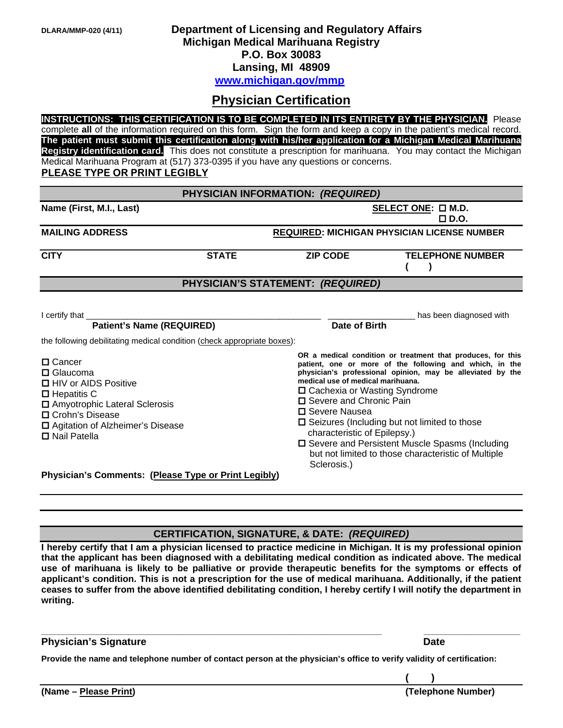DLARA/MMP-020 (4/11)

**Department of Licensing and Regulatory Affairs**
**Michigan Medical Marihuana Registry**
**P.O. Box 30083**
**Lansing, MI 48909**
**www.michigan.gov/mmp**

# Physician Certification

**INSTRUCTIONS: THIS CERTIFICATION IS TO BE COMPLETED IN ITS ENTIRETY BY THE PHYSICIAN.** Please complete **all** of the information required on this form. Sign the form and keep a copy in the patient's medical record. **The patient must submit this certification along with his/her application for a Michigan Medical Marihuana Registry identification card.** This does not constitute a prescription for marihuana. You may contact the Michigan Medical Marihuana Program at (517) 373-0395 if you have any questions or concerns.

**PLEASE TYPE OR PRINT LEGIBLY**

## PHYSICIAN INFORMATION: *(REQUIRED)*

**Name (First, M.I., Last)** | **SELECT ONE:** ☐ **M.D.** ☐ **D.O.**

**MAILING ADDRESS** | **REQUIRED: MICHIGAN PHYSICIAN LICENSE NUMBER**

| **CITY** | **STATE** | **ZIP CODE** | **TELEPHONE NUMBER** |
|---|---|---|---|
| | | | ( ) |

## PHYSICIAN'S STATEMENT: *(REQUIRED)*

I certify that ________________________________ ________________ has been diagnosed with
**Patient's Name (REQUIRED)** **Date of Birth**

the following debilitating medical condition (check appropriate boxes):

- ☐ Cancer
- ☐ Glaucoma
- ☐ HIV or AIDS Positive
- ☐ Hepatitis C
- ☐ Amyotrophic Lateral Sclerosis
- ☐ Crohn's Disease
- ☐ Agitation of Alzheimer's Disease
- ☐ Nail Patella

**OR a medical condition or treatment that produces, for this patient, one or more of the following and which, in the physician's professional opinion, may be alleviated by the medical use of medical marihuana.**

- ☐ Cachexia or Wasting Syndrome
- ☐ Severe and Chronic Pain
- ☐ Severe Nausea
- ☐ Seizures (Including but not limited to those characteristic of Epilepsy.)
- ☐ Severe and Persistent Muscle Spasms (Including but not limited to those characteristic of Multiple Sclerosis.)

**Physician's Comments: (Please Type or Print Legibly)**

________________________________________________

________________________________________________

## CERTIFICATION, SIGNATURE, & DATE: *(REQUIRED)*

**I hereby certify that I am a physician licensed to practice medicine in Michigan. It is my professional opinion that the applicant has been diagnosed with a debilitating medical condition as indicated above. The medical use of marihuana is likely to be palliative or provide therapeutic benefits for the symptoms or effects of applicant's condition. This is not a prescription for the use of medical marihuana. Additionally, if the patient ceases to suffer from the above identified debilitating condition, I hereby certify I will notify the department in writing.**

________________________________________________ ________________
**Physician's Signature** **Date**

**Provide the name and telephone number of contact person at the physician's office to verify validity of certification:**

________________________________________________ ( )
**(Name – Please Print)** **(Telephone Number)**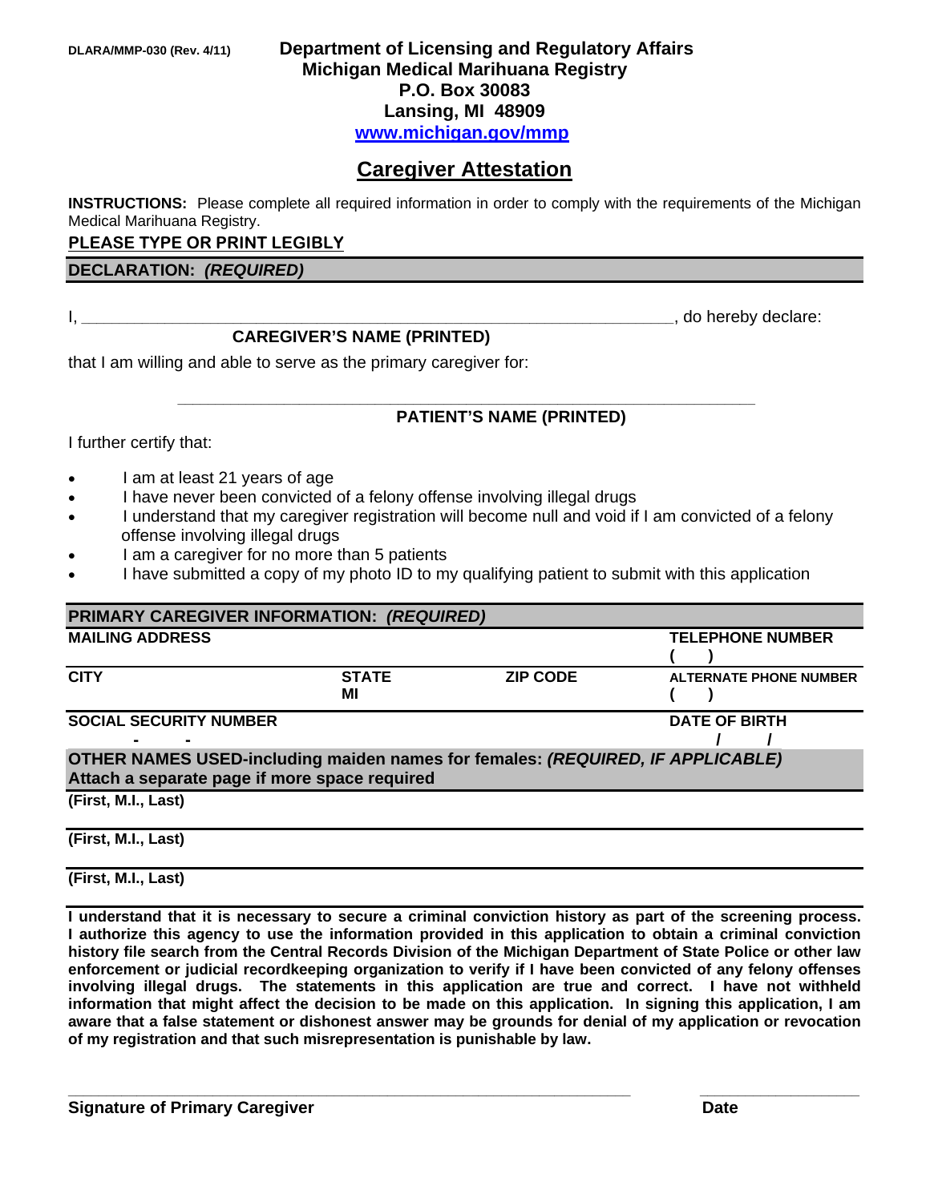DLARA/MMP-030 (Rev. 4/11)

**Department of Licensing and Regulatory Affairs**
**Michigan Medical Marihuana Registry**
**P.O. Box 30083**
**Lansing, MI 48909**
**www.michigan.gov/mmp**

## Caregiver Attestation

**INSTRUCTIONS:** Please complete all required information in order to comply with the requirements of the Michigan Medical Marihuana Registry.

**PLEASE TYPE OR PRINT LEGIBLY**

### DECLARATION: *(REQUIRED)*

I, ________________________________________________________________, do hereby declare:

**CAREGIVER'S NAME (PRINTED)**

that I am willing and able to serve as the primary caregiver for:

________________________________________________________________

**PATIENT'S NAME (PRINTED)**

I further certify that:

- I am at least 21 years of age
- I have never been convicted of a felony offense involving illegal drugs
- I understand that my caregiver registration will become null and void if I am convicted of a felony offense involving illegal drugs
- I am a caregiver for no more than 5 patients
- I have submitted a copy of my photo ID to my qualifying patient to submit with this application

### PRIMARY CAREGIVER INFORMATION: *(REQUIRED)*

| | | | |
|---|---|---|---|
| **MAILING ADDRESS** | | | **TELEPHONE NUMBER** ( ) |
| **CITY** | **STATE** MI | **ZIP CODE** | **ALTERNATE PHONE NUMBER** ( ) |
| **SOCIAL SECURITY NUMBER** - - | | | **DATE OF BIRTH** / / |

### OTHER NAMES USED-including maiden names for females: *(REQUIRED, IF APPLICABLE)*
**Attach a separate page if more space required**

**(First, M.I., Last)**

**(First, M.I., Last)**

**(First, M.I., Last)**

**I understand that it is necessary to secure a criminal conviction history as part of the screening process. I authorize this agency to use the information provided in this application to obtain a criminal conviction history file search from the Central Records Division of the Michigan Department of State Police or other law enforcement or judicial recordkeeping organization to verify if I have been convicted of any felony offenses involving illegal drugs. The statements in this application are true and correct. I have not withheld information that might affect the decision to be made on this application. In signing this application, I am aware that a false statement or dishonest answer may be grounds for denial of my application or revocation of my registration and that such misrepresentation is punishable by law.**

________________________________________________________________ ____________________

**Signature of Primary Caregiver** **Date**